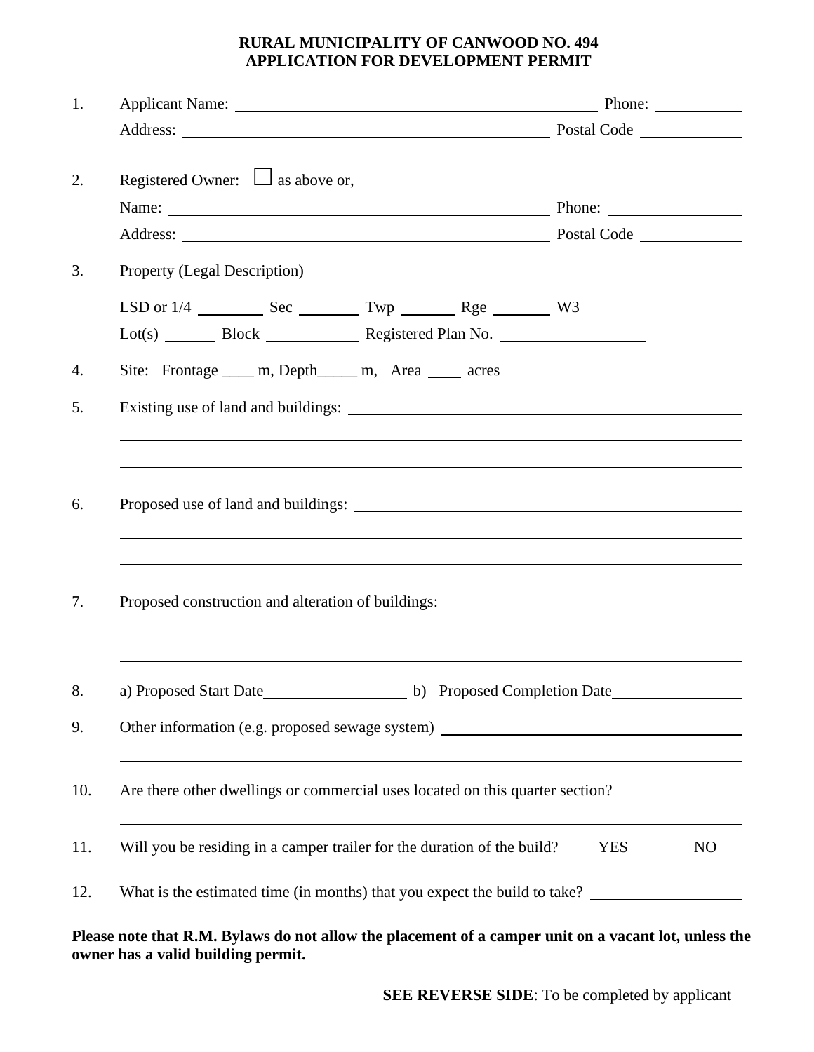# RURAL MUNICIPALITY OF CANWOOD NO. 494
## APPLICATION FOR DEVELOPMENT PERMIT

1. Applicant Name: ______________________________ Phone: __________
   Address: ______________________________ Postal Code __________

2. Registered Owner: ☐ as above or,
   Name: ______________________________ Phone: __________
   Address: ______________________________ Postal Code __________

3. Property (Legal Description)

   LSD or 1/4 ________ Sec ________ Twp ________ Rge ________ W3
   Lot(s) ________ Block ________ Registered Plan No. ________________

4. Site: Frontage ____ m, Depth_____ m, Area ____ acres

5. Existing use of land and buildings: ______________________________

6. Proposed use of land and buildings: ______________________________

7. Proposed construction and alteration of buildings: ______________________________

8. a) Proposed Start Date________________ b) Proposed Completion Date________________

9. Other information (e.g. proposed sewage system) ______________________________

10. Are there other dwellings or commercial uses located on this quarter section?
    ______________________________

11. Will you be residing in a camper trailer for the duration of the build? YES NO

12. What is the estimated time (in months) that you expect the build to take? ________________

**Please note that R.M. Bylaws do not allow the placement of a camper unit on a vacant lot, unless the owner has a valid building permit.**

**SEE REVERSE SIDE**: To be completed by applicant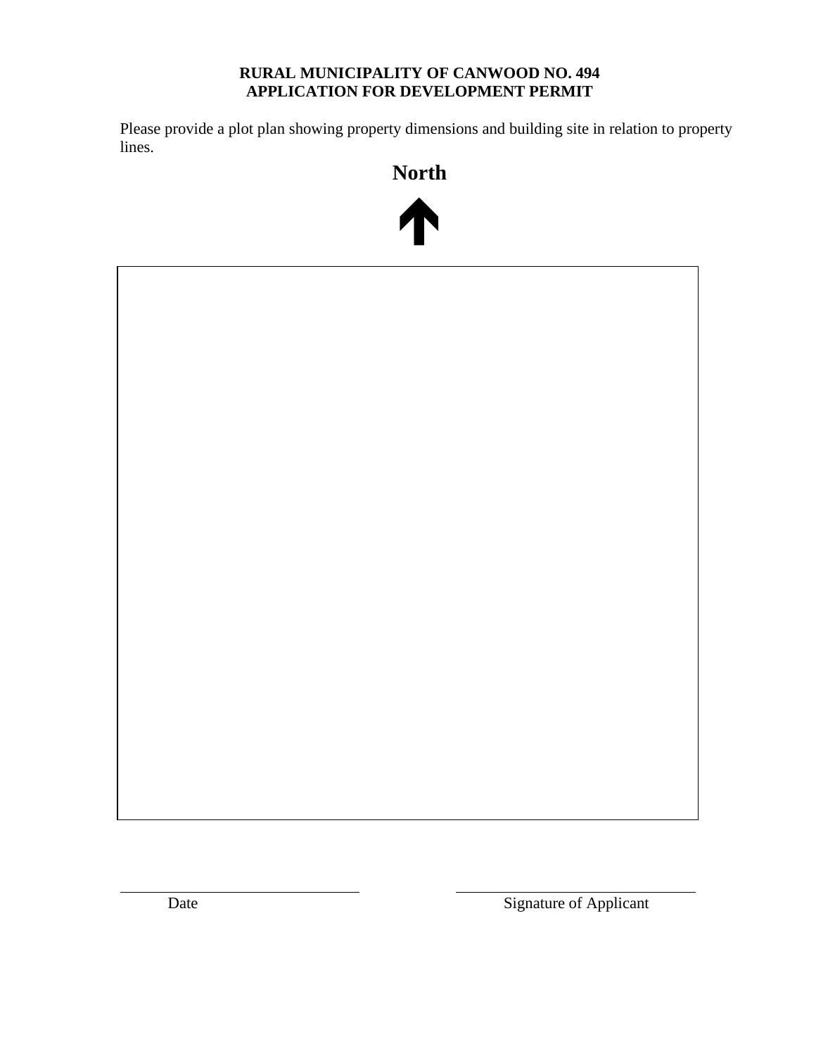**RURAL MUNICIPALITY OF CANWOOD NO. 494**
**APPLICATION FOR DEVELOPMENT PERMIT**

Please provide a plot plan showing property dimensions and building site in relation to property lines.

**North**

↑

\_\_\_\_\_\_\_\_\_\_\_\_\_\_\_\_\_\_\_\_\_\_\_\_\_\_\_\_ \_\_\_\_\_\_\_\_\_\_\_\_\_\_\_\_\_\_\_\_\_\_\_\_\_\_\_\_
Date Signature of Applicant